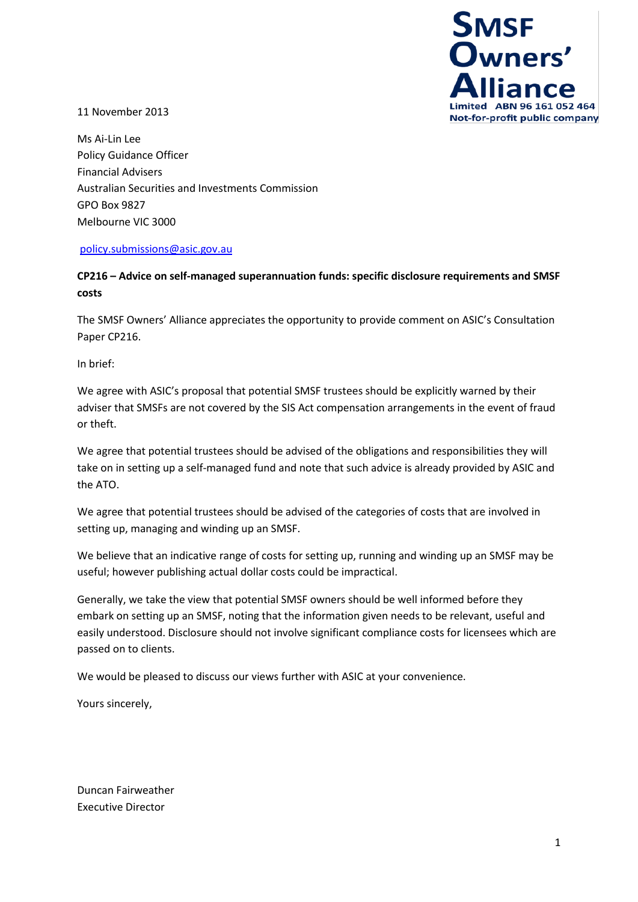SMSF Owners' Alliance Limited ABN 96 161 052 464
Not-for-profit public company

11 November 2013

Ms Ai-Lin Lee
Policy Guidance Officer
Financial Advisers
Australian Securities and Investments Commission
GPO Box 9827
Melbourne VIC 3000

policy.submissions@asic.gov.au

**CP216 – Advice on self-managed superannuation funds: specific disclosure requirements and SMSF costs**

The SMSF Owners' Alliance appreciates the opportunity to provide comment on ASIC's Consultation Paper CP216.

In brief:

We agree with ASIC's proposal that potential SMSF trustees should be explicitly warned by their adviser that SMSFs are not covered by the SIS Act compensation arrangements in the event of fraud or theft.

We agree that potential trustees should be advised of the obligations and responsibilities they will take on in setting up a self-managed fund and note that such advice is already provided by ASIC and the ATO.

We agree that potential trustees should be advised of the categories of costs that are involved in setting up, managing and winding up an SMSF.

We believe that an indicative range of costs for setting up, running and winding up an SMSF may be useful; however publishing actual dollar costs could be impractical.

Generally, we take the view that potential SMSF owners should be well informed before they embark on setting up an SMSF, noting that the information given needs to be relevant, useful and easily understood. Disclosure should not involve significant compliance costs for licensees which are passed on to clients.

We would be pleased to discuss our views further with ASIC at your convenience.

Yours sincerely,

Duncan Fairweather
Executive Director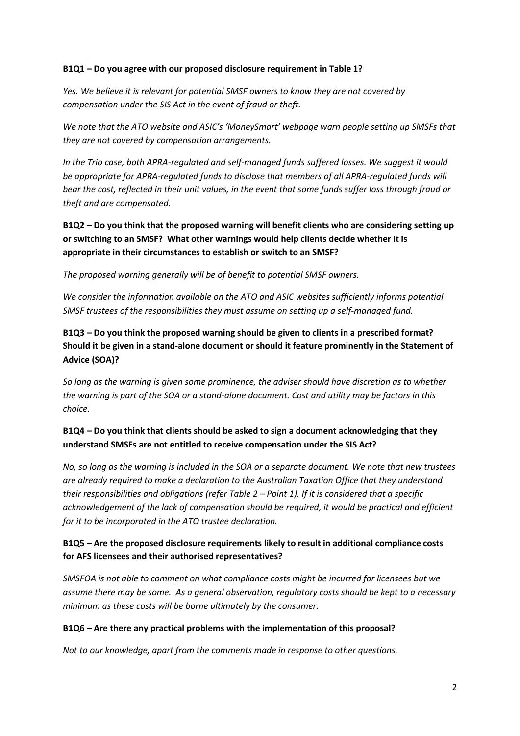**B1Q1 – Do you agree with our proposed disclosure requirement in Table 1?**

*Yes. We believe it is relevant for potential SMSF owners to know they are not covered by compensation under the SIS Act in the event of fraud or theft.*

*We note that the ATO website and ASIC's 'MoneySmart' webpage warn people setting up SMSFs that they are not covered by compensation arrangements.*

*In the Trio case, both APRA-regulated and self-managed funds suffered losses. We suggest it would be appropriate for APRA-regulated funds to disclose that members of all APRA-regulated funds will bear the cost, reflected in their unit values, in the event that some funds suffer loss through fraud or theft and are compensated.*

**B1Q2 – Do you think that the proposed warning will benefit clients who are considering setting up or switching to an SMSF? What other warnings would help clients decide whether it is appropriate in their circumstances to establish or switch to an SMSF?**

*The proposed warning generally will be of benefit to potential SMSF owners.*

*We consider the information available on the ATO and ASIC websites sufficiently informs potential SMSF trustees of the responsibilities they must assume on setting up a self-managed fund.*

**B1Q3 – Do you think the proposed warning should be given to clients in a prescribed format? Should it be given in a stand-alone document or should it feature prominently in the Statement of Advice (SOA)?**

*So long as the warning is given some prominence, the adviser should have discretion as to whether the warning is part of the SOA or a stand-alone document. Cost and utility may be factors in this choice.*

**B1Q4 – Do you think that clients should be asked to sign a document acknowledging that they understand SMSFs are not entitled to receive compensation under the SIS Act?**

*No, so long as the warning is included in the SOA or a separate document. We note that new trustees are already required to make a declaration to the Australian Taxation Office that they understand their responsibilities and obligations (refer Table 2 – Point 1). If it is considered that a specific acknowledgement of the lack of compensation should be required, it would be practical and efficient for it to be incorporated in the ATO trustee declaration.*

**B1Q5 – Are the proposed disclosure requirements likely to result in additional compliance costs for AFS licensees and their authorised representatives?**

*SMSFOA is not able to comment on what compliance costs might be incurred for licensees but we assume there may be some. As a general observation, regulatory costs should be kept to a necessary minimum as these costs will be borne ultimately by the consumer.*

**B1Q6 – Are there any practical problems with the implementation of this proposal?**

*Not to our knowledge, apart from the comments made in response to other questions.*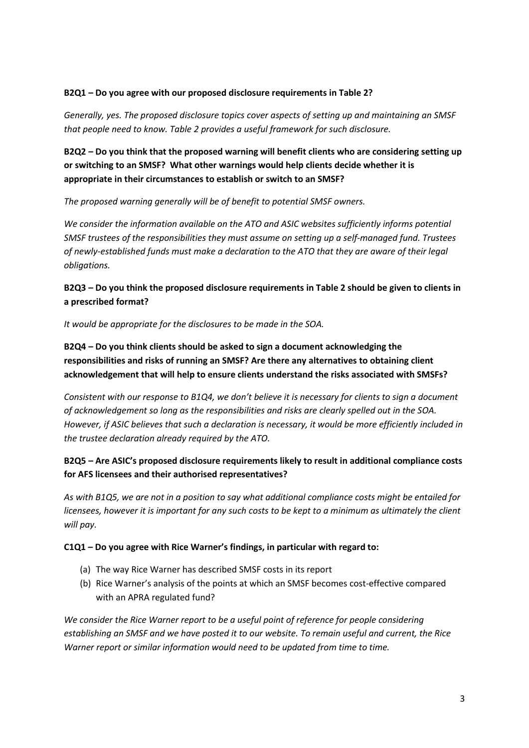**B2Q1 – Do you agree with our proposed disclosure requirements in Table 2?**

*Generally, yes. The proposed disclosure topics cover aspects of setting up and maintaining an SMSF that people need to know. Table 2 provides a useful framework for such disclosure.*

**B2Q2 – Do you think that the proposed warning will benefit clients who are considering setting up or switching to an SMSF? What other warnings would help clients decide whether it is appropriate in their circumstances to establish or switch to an SMSF?**

*The proposed warning generally will be of benefit to potential SMSF owners.*

*We consider the information available on the ATO and ASIC websites sufficiently informs potential SMSF trustees of the responsibilities they must assume on setting up a self-managed fund. Trustees of newly-established funds must make a declaration to the ATO that they are aware of their legal obligations.*

**B2Q3 – Do you think the proposed disclosure requirements in Table 2 should be given to clients in a prescribed format?**

*It would be appropriate for the disclosures to be made in the SOA.*

**B2Q4 – Do you think clients should be asked to sign a document acknowledging the responsibilities and risks of running an SMSF? Are there any alternatives to obtaining client acknowledgement that will help to ensure clients understand the risks associated with SMSFs?**

*Consistent with our response to B1Q4, we don't believe it is necessary for clients to sign a document of acknowledgement so long as the responsibilities and risks are clearly spelled out in the SOA. However, if ASIC believes that such a declaration is necessary, it would be more efficiently included in the trustee declaration already required by the ATO.*

**B2Q5 – Are ASIC's proposed disclosure requirements likely to result in additional compliance costs for AFS licensees and their authorised representatives?**

*As with B1Q5, we are not in a position to say what additional compliance costs might be entailed for licensees, however it is important for any such costs to be kept to a minimum as ultimately the client will pay.*

**C1Q1 – Do you agree with Rice Warner's findings, in particular with regard to:**

(a) The way Rice Warner has described SMSF costs in its report
(b) Rice Warner's analysis of the points at which an SMSF becomes cost-effective compared with an APRA regulated fund?

*We consider the Rice Warner report to be a useful point of reference for people considering establishing an SMSF and we have posted it to our website. To remain useful and current, the Rice Warner report or similar information would need to be updated from time to time.*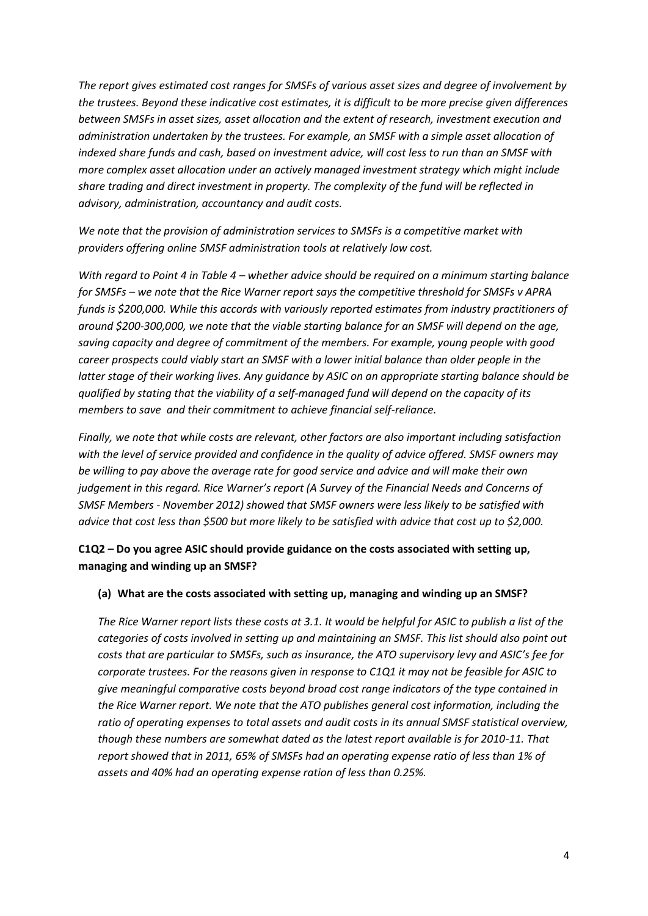*The report gives estimated cost ranges for SMSFs of various asset sizes and degree of involvement by the trustees. Beyond these indicative cost estimates, it is difficult to be more precise given differences between SMSFs in asset sizes, asset allocation and the extent of research, investment execution and administration undertaken by the trustees. For example, an SMSF with a simple asset allocation of indexed share funds and cash, based on investment advice, will cost less to run than an SMSF with more complex asset allocation under an actively managed investment strategy which might include share trading and direct investment in property. The complexity of the fund will be reflected in advisory, administration, accountancy and audit costs.*

*We note that the provision of administration services to SMSFs is a competitive market with providers offering online SMSF administration tools at relatively low cost.*

*With regard to Point 4 in Table 4 – whether advice should be required on a minimum starting balance for SMSFs – we note that the Rice Warner report says the competitive threshold for SMSFs v APRA funds is $200,000. While this accords with variously reported estimates from industry practitioners of around $200-300,000, we note that the viable starting balance for an SMSF will depend on the age, saving capacity and degree of commitment of the members. For example, young people with good career prospects could viably start an SMSF with a lower initial balance than older people in the latter stage of their working lives. Any guidance by ASIC on an appropriate starting balance should be qualified by stating that the viability of a self-managed fund will depend on the capacity of its members to save and their commitment to achieve financial self-reliance.*

*Finally, we note that while costs are relevant, other factors are also important including satisfaction with the level of service provided and confidence in the quality of advice offered. SMSF owners may be willing to pay above the average rate for good service and advice and will make their own judgement in this regard. Rice Warner's report (A Survey of the Financial Needs and Concerns of SMSF Members - November 2012) showed that SMSF owners were less likely to be satisfied with advice that cost less than $500 but more likely to be satisfied with advice that cost up to $2,000.*

**C1Q2 – Do you agree ASIC should provide guidance on the costs associated with setting up, managing and winding up an SMSF?**

**(a) What are the costs associated with setting up, managing and winding up an SMSF?**

*The Rice Warner report lists these costs at 3.1. It would be helpful for ASIC to publish a list of the categories of costs involved in setting up and maintaining an SMSF. This list should also point out costs that are particular to SMSFs, such as insurance, the ATO supervisory levy and ASIC's fee for corporate trustees. For the reasons given in response to C1Q1 it may not be feasible for ASIC to give meaningful comparative costs beyond broad cost range indicators of the type contained in the Rice Warner report. We note that the ATO publishes general cost information, including the ratio of operating expenses to total assets and audit costs in its annual SMSF statistical overview, though these numbers are somewhat dated as the latest report available is for 2010-11. That report showed that in 2011, 65% of SMSFs had an operating expense ratio of less than 1% of assets and 40% had an operating expense ration of less than 0.25%.*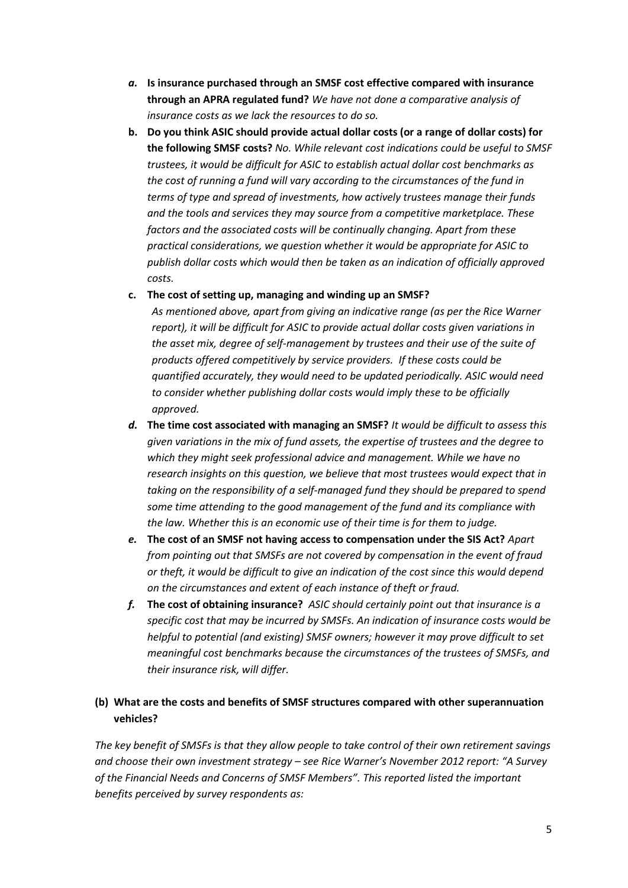- ***a.* Is insurance purchased through an SMSF cost effective compared with insurance through an APRA regulated fund?** *We have not done a comparative analysis of insurance costs as we lack the resources to do so.*
- **b. Do you think ASIC should provide actual dollar costs (or a range of dollar costs) for the following SMSF costs?** *No. While relevant cost indications could be useful to SMSF trustees, it would be difficult for ASIC to establish actual dollar cost benchmarks as the cost of running a fund will vary according to the circumstances of the fund in terms of type and spread of investments, how actively trustees manage their funds and the tools and services they may source from a competitive marketplace. These factors and the associated costs will be continually changing. Apart from these practical considerations, we question whether it would be appropriate for ASIC to publish dollar costs which would then be taken as an indication of officially approved costs.*
- **c. The cost of setting up, managing and winding up an SMSF?**
  *As mentioned above, apart from giving an indicative range (as per the Rice Warner report), it will be difficult for ASIC to provide actual dollar costs given variations in the asset mix, degree of self-management by trustees and their use of the suite of products offered competitively by service providers. If these costs could be quantified accurately, they would need to be updated periodically. ASIC would need to consider whether publishing dollar costs would imply these to be officially approved.*
- ***d.* The time cost associated with managing an SMSF?** *It would be difficult to assess this given variations in the mix of fund assets, the expertise of trustees and the degree to which they might seek professional advice and management. While we have no research insights on this question, we believe that most trustees would expect that in taking on the responsibility of a self-managed fund they should be prepared to spend some time attending to the good management of the fund and its compliance with the law. Whether this is an economic use of their time is for them to judge.*
- ***e.* The cost of an SMSF not having access to compensation under the SIS Act?** *Apart from pointing out that SMSFs are not covered by compensation in the event of fraud or theft, it would be difficult to give an indication of the cost since this would depend on the circumstances and extent of each instance of theft or fraud.*
- ***f.* The cost of obtaining insurance?** *ASIC should certainly point out that insurance is a specific cost that may be incurred by SMSFs. An indication of insurance costs would be helpful to potential (and existing) SMSF owners; however it may prove difficult to set meaningful cost benchmarks because the circumstances of the trustees of SMSFs, and their insurance risk, will differ.*

**(b) What are the costs and benefits of SMSF structures compared with other superannuation vehicles?**

*The key benefit of SMSFs is that they allow people to take control of their own retirement savings and choose their own investment strategy – see Rice Warner's November 2012 report: "A Survey of the Financial Needs and Concerns of SMSF Members". This reported listed the important benefits perceived by survey respondents as:*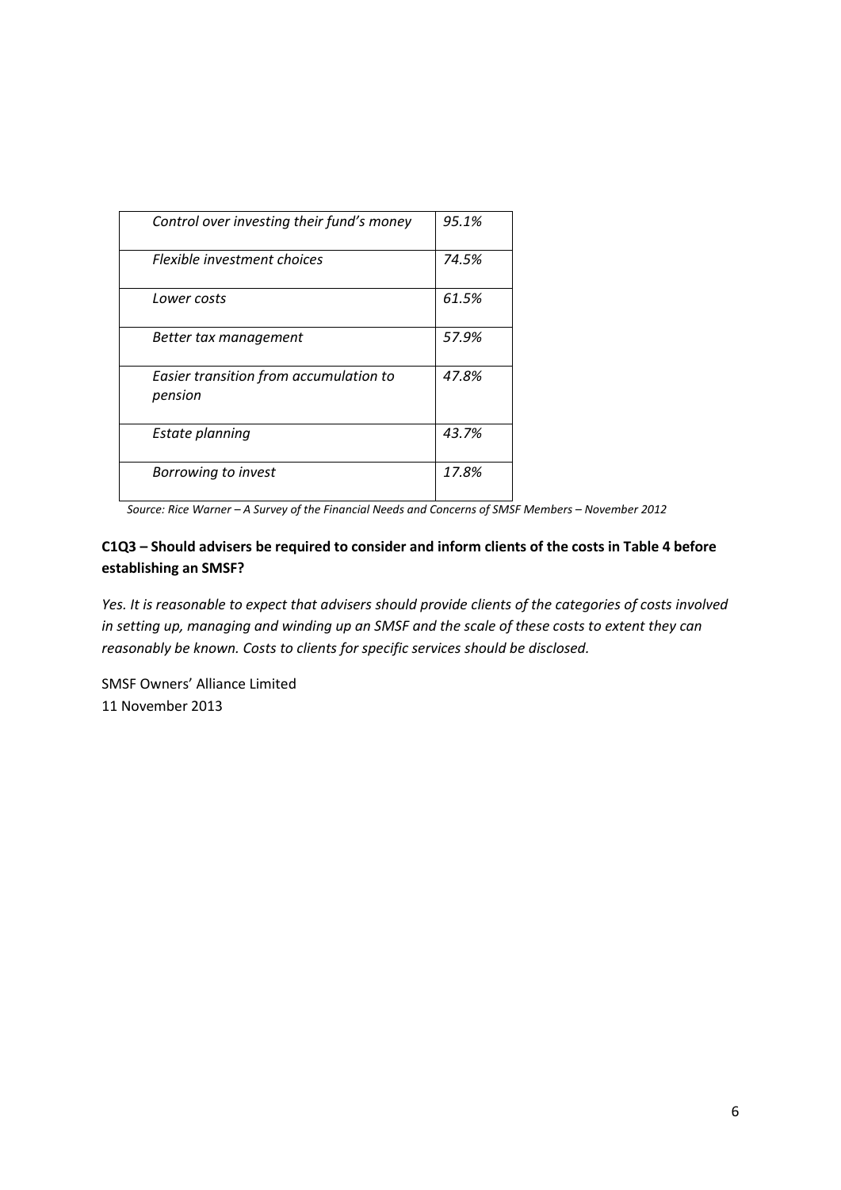| | |
|---|---|
| *Control over investing their fund's money* | *95.1%* |
| *Flexible investment choices* | *74.5%* |
| *Lower costs* | *61.5%* |
| *Better tax management* | *57.9%* |
| *Easier transition from accumulation to pension* | *47.8%* |
| *Estate planning* | *43.7%* |
| *Borrowing to invest* | *17.8%* |

*Source: Rice Warner – A Survey of the Financial Needs and Concerns of SMSF Members – November 2012*

**C1Q3 – Should advisers be required to consider and inform clients of the costs in Table 4 before establishing an SMSF?**

*Yes. It is reasonable to expect that advisers should provide clients of the categories of costs involved in setting up, managing and winding up an SMSF and the scale of these costs to extent they can reasonably be known. Costs to clients for specific services should be disclosed.*

SMSF Owners' Alliance Limited
11 November 2013